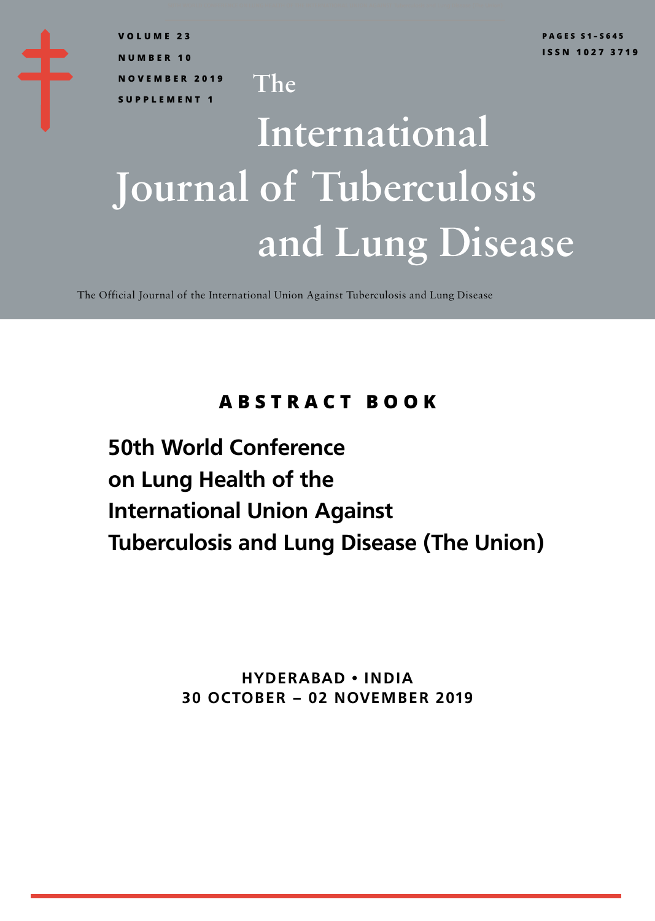VOLUME 23

NUMBER 10

NOVEMBER 2019

SUPPLEMENT 1

PAGES S1–S645

ISSN 1027 3719

# The International Journal of Tuberculosis and Lung Disease

The Official Journal of the International Union Against Tuberculosis and Lung Disease

## ABSTRACT BOOK

## 50th World Conference on Lung Health of the International Union Against Tuberculosis and Lung Disease (The Union)

**HYDERABAD • INDIA**

**30 OCTOBER – 02 NOVEMBER 2019**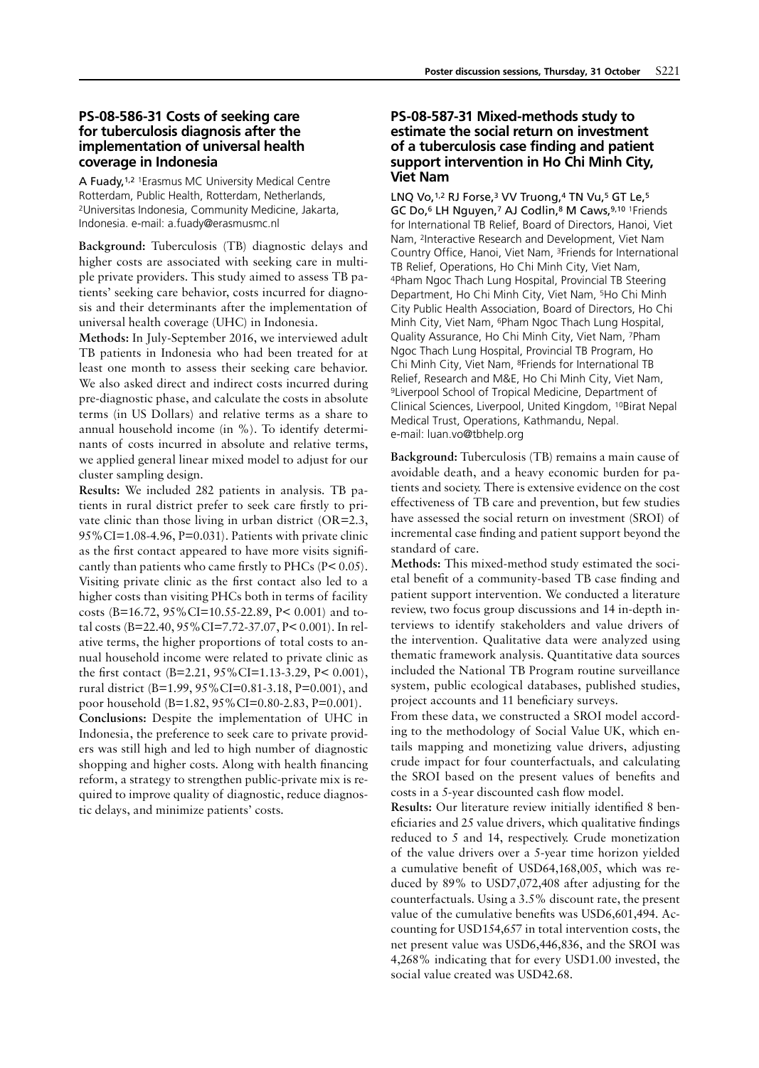## PS-08-586-31 Costs of seeking care for tuberculosis diagnosis after the implementation of universal health coverage in Indonesia

A Fuady,[1,2] [1]Erasmus MC University Medical Centre Rotterdam, Public Health, Rotterdam, Netherlands, [2]Universitas Indonesia, Community Medicine, Jakarta, Indonesia. e-mail: a.fuady@erasmusmc.nl

**Background:** Tuberculosis (TB) diagnostic delays and higher costs are associated with seeking care in multiple private providers. This study aimed to assess TB patients' seeking care behavior, costs incurred for diagnosis and their determinants after the implementation of universal health coverage (UHC) in Indonesia.

**Methods:** In July-September 2016, we interviewed adult TB patients in Indonesia who had been treated for at least one month to assess their seeking care behavior. We also asked direct and indirect costs incurred during pre-diagnostic phase, and calculate the costs in absolute terms (in US Dollars) and relative terms as a share to annual household income (in %). To identify determinants of costs incurred in absolute and relative terms, we applied general linear mixed model to adjust for our cluster sampling design.

**Results:** We included 282 patients in analysis. TB patients in rural district prefer to seek care firstly to private clinic than those living in urban district (OR=2.3, 95%CI=1.08-4.96, P=0.031). Patients with private clinic as the first contact appeared to have more visits significantly than patients who came firstly to PHCs ($P< 0.05$). Visiting private clinic as the first contact also led to a higher costs than visiting PHCs both in terms of facility costs (B=16.72, 95%CI=10.55-22.89, $P< 0.001$) and total costs (B=22.40, 95%CI=7.72-37.07, $P< 0.001$). In relative terms, the higher proportions of total costs to annual household income were related to private clinic as the first contact (B=2.21, 95%CI=1.13-3.29, $P< 0.001$), rural district (B=1.99, 95%CI=0.81-3.18, P=0.001), and poor household (B=1.82, 95%CI=0.80-2.83, P=0.001).

**Conclusions:** Despite the implementation of UHC in Indonesia, the preference to seek care to private providers was still high and led to high number of diagnostic shopping and higher costs. Along with health financing reform, a strategy to strengthen public-private mix is required to improve quality of diagnostic, reduce diagnostic delays, and minimize patients' costs.

## PS-08-587-31 Mixed-methods study to estimate the social return on investment of a tuberculosis case finding and patient support intervention in Ho Chi Minh City, Viet Nam

LNQ Vo,[1,2] RJ Forse,[3] VV Truong,[4] TN Vu,[5] GT Le,[5] GC Do,[6] LH Nguyen,[7] AJ Codlin,[8] M Caws,[9,10] [1]Friends for International TB Relief, Board of Directors, Hanoi, Viet Nam, [2]Interactive Research and Development, Viet Nam Country Office, Hanoi, Viet Nam, [3]Friends for International TB Relief, Operations, Ho Chi Minh City, Viet Nam, [4]Pham Ngoc Thach Lung Hospital, Provincial TB Steering Department, Ho Chi Minh City, Viet Nam, [5]Ho Chi Minh City Public Health Association, Board of Directors, Ho Chi Minh City, Viet Nam, [6]Pham Ngoc Thach Lung Hospital, Quality Assurance, Ho Chi Minh City, Viet Nam, [7]Pham Ngoc Thach Lung Hospital, Provincial TB Program, Ho Chi Minh City, Viet Nam, [8]Friends for International TB Relief, Research and M&E, Ho Chi Minh City, Viet Nam, [9]Liverpool School of Tropical Medicine, Department of Clinical Sciences, Liverpool, United Kingdom, [10]Birat Nepal Medical Trust, Operations, Kathmandu, Nepal. e-mail: luan.vo@tbhelp.org

**Background:** Tuberculosis (TB) remains a main cause of avoidable death, and a heavy economic burden for patients and society. There is extensive evidence on the cost effectiveness of TB care and prevention, but few studies have assessed the social return on investment (SROI) of incremental case finding and patient support beyond the standard of care.

**Methods:** This mixed-method study estimated the societal benefit of a community-based TB case finding and patient support intervention. We conducted a literature review, two focus group discussions and 14 in-depth interviews to identify stakeholders and value drivers of the intervention. Qualitative data were analyzed using thematic framework analysis. Quantitative data sources included the National TB Program routine surveillance system, public ecological databases, published studies, project accounts and 11 beneficiary surveys.

From these data, we constructed a SROI model according to the methodology of Social Value UK, which entails mapping and monetizing value drivers, adjusting crude impact for four counterfactuals, and calculating the SROI based on the present values of benefits and costs in a 5-year discounted cash flow model.

**Results:** Our literature review initially identified 8 beneficiaries and 25 value drivers, which qualitative findings reduced to 5 and 14, respectively. Crude monetization of the value drivers over a 5-year time horizon yielded a cumulative benefit of USD64,168,005, which was reduced by 89% to USD7,072,408 after adjusting for the counterfactuals. Using a 3.5% discount rate, the present value of the cumulative benefits was USD6,601,494. Accounting for USD154,657 in total intervention costs, the net present value was USD6,446,836, and the SROI was 4,268% indicating that for every USD1.00 invested, the social value created was USD42.68.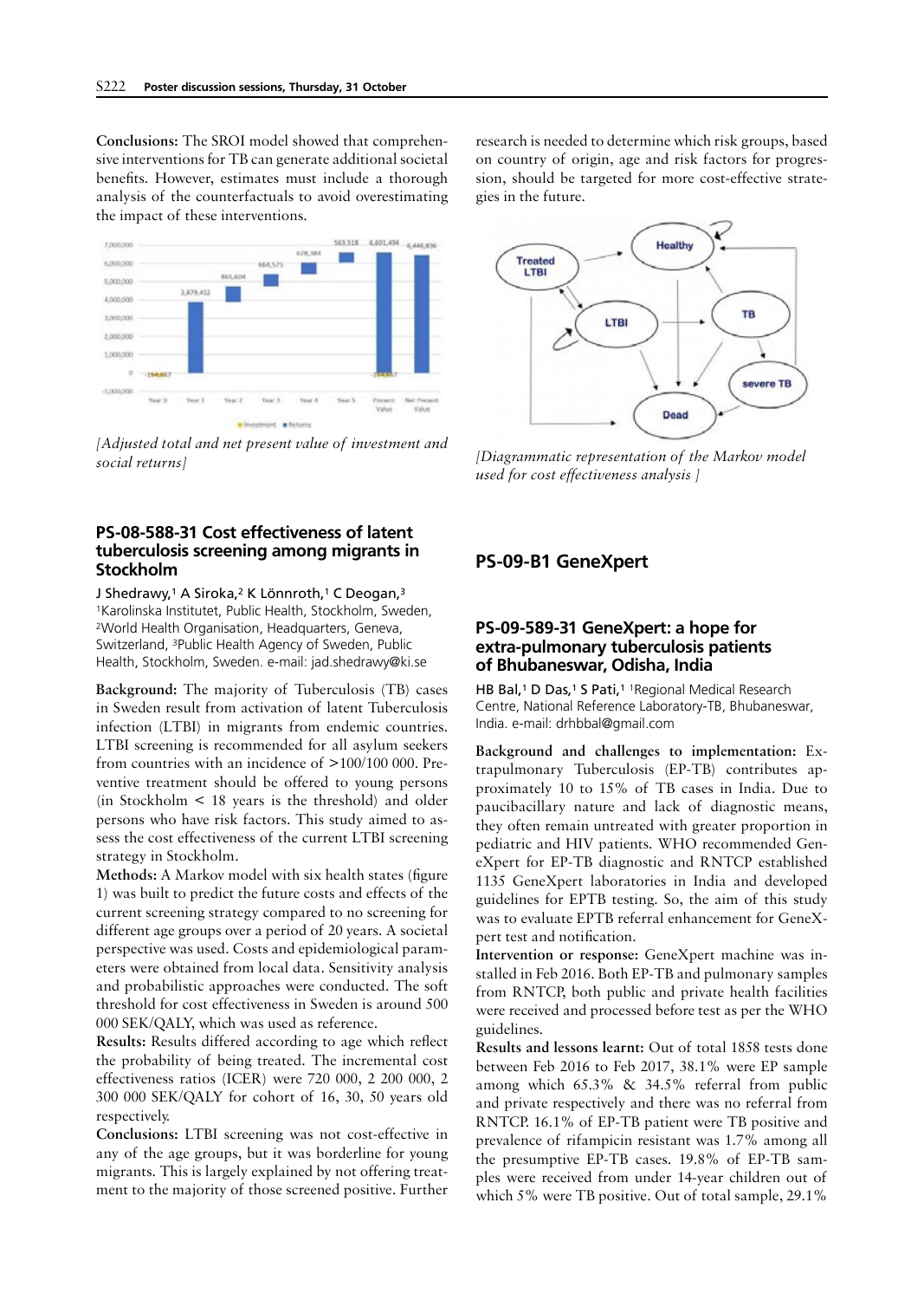**Conclusions:** The SROI model showed that comprehensive interventions for TB can generate additional societal benefits. However, estimates must include a thorough analysis of the counterfactuals to avoid overestimating the impact of these interventions.

7,000,000
6,000,000
5,000,000
4,000,000
3,000,000
2,000,000
1,000,000
0
-1,000,000

-154,657
3,879,412
865,604
664,575
628,384
563,518
6,601,494
-154,657
6,446,836

Year 0 Year 1 Year 2 Year 3 Year 4 Year 5 Present Value Net Present Value

Investment Returns

*[Adjusted total and net present value of investment and social returns]*

## PS-08-588-31 Cost effectiveness of latent tuberculosis screening among migrants in Stockholm

J Shedrawy,[1] A Siroka,[2] K Lönnroth,[1] C Deogan,[3] [1]Karolinska Institutet, Public Health, Stockholm, Sweden, [2]World Health Organisation, Headquarters, Geneva, Switzerland, [3]Public Health Agency of Sweden, Public Health, Stockholm, Sweden. e-mail: jad.shedrawy@ki.se

**Background:** The majority of Tuberculosis (TB) cases in Sweden result from activation of latent Tuberculosis infection (LTBI) in migrants from endemic countries. LTBI screening is recommended for all asylum seekers from countries with an incidence of >100/100 000. Preventive treatment should be offered to young persons (in Stockholm < 18 years is the threshold) and older persons who have risk factors. This study aimed to assess the cost effectiveness of the current LTBI screening strategy in Stockholm.

**Methods:** A Markov model with six health states (figure 1) was built to predict the future costs and effects of the current screening strategy compared to no screening for different age groups over a period of 20 years. A societal perspective was used. Costs and epidemiological parameters were obtained from local data. Sensitivity analysis and probabilistic approaches were conducted. The soft threshold for cost effectiveness in Sweden is around 500 000 SEK/QALY, which was used as reference.

**Results:** Results differed according to age which reflect the probability of being treated. The incremental cost effectiveness ratios (ICER) were 720 000, 2 200 000, 2 300 000 SEK/QALY for cohort of 16, 30, 50 years old respectively.

**Conclusions:** LTBI screening was not cost-effective in any of the age groups, but it was borderline for young migrants. This is largely explained by not offering treatment to the majority of those screened positive. Further research is needed to determine which risk groups, based on country of origin, age and risk factors for progression, should be targeted for more cost-effective strategies in the future.

Treated LTBI
Healthy
LTBI
TB
severe TB
Dead

*[Diagrammatic representation of the Markov model used for cost effectiveness analysis ]*

# PS-09-B1 GeneXpert

## PS-09-589-31 GeneXpert: a hope for extra-pulmonary tuberculosis patients of Bhubaneswar, Odisha, India

HB Bal,[1] D Das,[1] S Pati,[1] [1]Regional Medical Research Centre, National Reference Laboratory-TB, Bhubaneswar, India. e-mail: drhbbal@gmail.com

**Background and challenges to implementation:** Extrapulmonary Tuberculosis (EP-TB) contributes approximately 10 to 15% of TB cases in India. Due to paucibacillary nature and lack of diagnostic means, they often remain untreated with greater proportion in pediatric and HIV patients. WHO recommended GenexXpert for EP-TB diagnostic and RNTCP established 1135 GeneXpert laboratories in India and developed guidelines for EPTB testing. So, the aim of this study was to evaluate EPTB referral enhancement for GeneXpert test and notification.

**Intervention or response:** GeneXpert machine was installed in Feb 2016. Both EP-TB and pulmonary samples from RNTCP, both public and private health facilities were received and processed before test as per the WHO guidelines.

**Results and lessons learnt:** Out of total 1858 tests done between Feb 2016 to Feb 2017, 38.1% were EP sample among which 65.3% & 34.5% referral from public and private respectively and there was no referral from RNTCP. 16.1% of EP-TB patient were TB positive and prevalence of rifampicin resistant was 1.7% among all the presumptive EP-TB cases. 19.8% of EP-TB samples were received from under 14-year children out of which 5% were TB positive. Out of total sample, 29.1%